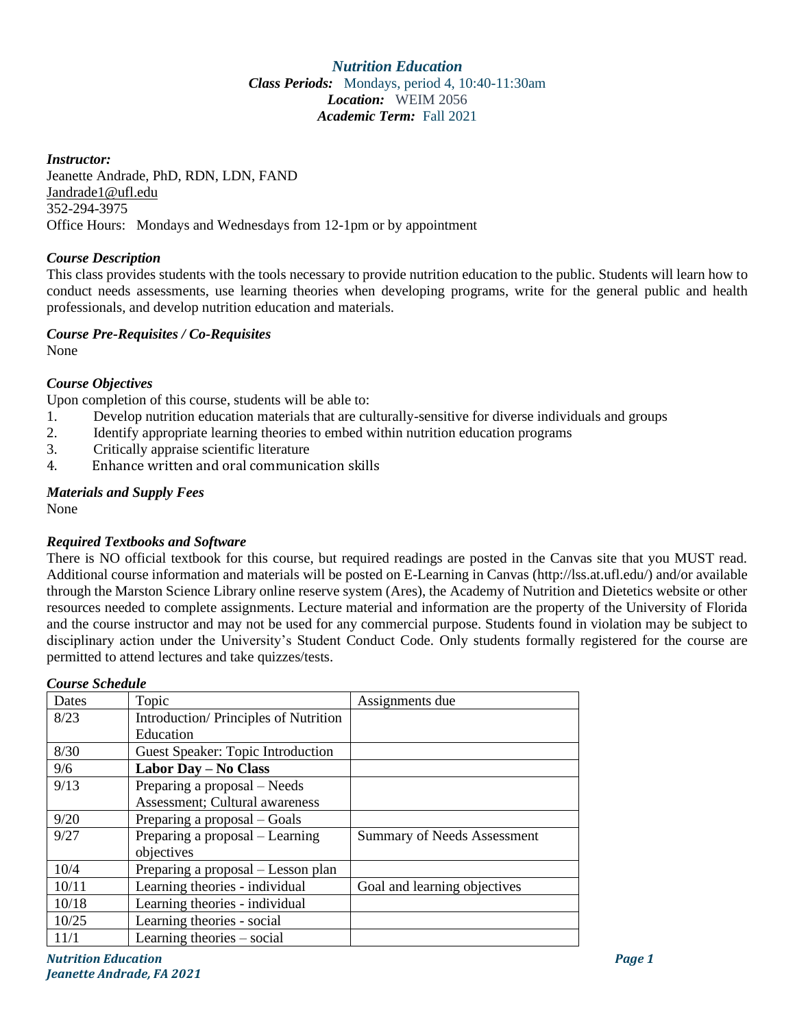# *Nutrition Education*

***Class Periods:*** Mondays, period 4, 10:40-11:30am
***Location:*** WEIM 2056
***Academic Term:*** Fall 2021

***Instructor:***
Jeanette Andrade, PhD, RDN, LDN, FAND
Jandrade1@ufl.edu
352-294-3975
Office Hours: Mondays and Wednesdays from 12-1pm or by appointment

***Course Description***

This class provides students with the tools necessary to provide nutrition education to the public. Students will learn how to conduct needs assessments, use learning theories when developing programs, write for the general public and health professionals, and develop nutrition education and materials.

***Course Pre-Requisites / Co-Requisites***

None

***Course Objectives***

Upon completion of this course, students will be able to:

1. Develop nutrition education materials that are culturally-sensitive for diverse individuals and groups
2. Identify appropriate learning theories to embed within nutrition education programs
3. Critically appraise scientific literature
4. Enhance written and oral communication skills

***Materials and Supply Fees***

None

***Required Textbooks and Software***

There is NO official textbook for this course, but required readings are posted in the Canvas site that you MUST read. Additional course information and materials will be posted on E-Learning in Canvas (http://lss.at.ufl.edu/) and/or available through the Marston Science Library online reserve system (Ares), the Academy of Nutrition and Dietetics website or other resources needed to complete assignments. Lecture material and information are the property of the University of Florida and the course instructor and may not be used for any commercial purpose. Students found in violation may be subject to disciplinary action under the University's Student Conduct Code. Only students formally registered for the course are permitted to attend lectures and take quizzes/tests.

***Course Schedule***

| Dates | Topic | Assignments due |
|---|---|---|
| 8/23 | Introduction/ Principles of Nutrition Education | |
| 8/30 | Guest Speaker: Topic Introduction | |
| 9/6 | **Labor Day – No Class** | |
| 9/13 | Preparing a proposal – Needs Assessment; Cultural awareness | |
| 9/20 | Preparing a proposal – Goals | |
| 9/27 | Preparing a proposal – Learning objectives | Summary of Needs Assessment |
| 10/4 | Preparing a proposal – Lesson plan | |
| 10/11 | Learning theories - individual | Goal and learning objectives |
| 10/18 | Learning theories - individual | |
| 10/25 | Learning theories - social | |
| 11/1 | Learning theories – social | |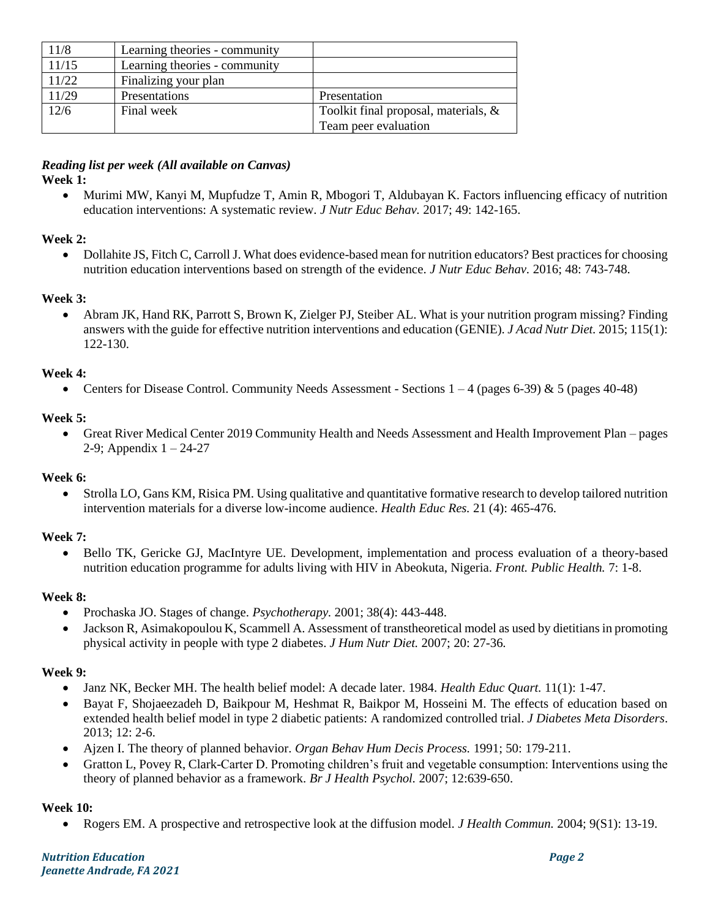| 11/8 | Learning theories - community | |
|---|---|---|
| 11/15 | Learning theories - community | |
| 11/22 | Finalizing your plan | |
| 11/29 | Presentations | Presentation |
| 12/6 | Final week | Toolkit final proposal, materials, & Team peer evaluation |

***Reading list per week (All available on Canvas)***

**Week 1:**

- Murimi MW, Kanyi M, Mupfudze T, Amin R, Mbogori T, Aldubayan K. Factors influencing efficacy of nutrition education interventions: A systematic review. *J Nutr Educ Behav.* 2017; 49: 142-165.

**Week 2:**

- Dollahite JS, Fitch C, Carroll J. What does evidence-based mean for nutrition educators? Best practices for choosing nutrition education interventions based on strength of the evidence. *J Nutr Educ Behav.* 2016; 48: 743-748.

**Week 3:**

- Abram JK, Hand RK, Parrott S, Brown K, Zielger PJ, Steiber AL. What is your nutrition program missing? Finding answers with the guide for effective nutrition interventions and education (GENIE). *J Acad Nutr Diet.* 2015; 115(1): 122-130.

**Week 4:**

- Centers for Disease Control. Community Needs Assessment - Sections 1 – 4 (pages 6-39) & 5 (pages 40-48)

**Week 5:**

- Great River Medical Center 2019 Community Health and Needs Assessment and Health Improvement Plan – pages 2-9; Appendix 1 – 24-27

**Week 6:**

- Strolla LO, Gans KM, Risica PM. Using qualitative and quantitative formative research to develop tailored nutrition intervention materials for a diverse low-income audience. *Health Educ Res.* 21 (4): 465-476.

**Week 7:**

- Bello TK, Gericke GJ, MacIntyre UE. Development, implementation and process evaluation of a theory-based nutrition education programme for adults living with HIV in Abeokuta, Nigeria. *Front. Public Health.* 7: 1-8.

**Week 8:**

- Prochaska JO. Stages of change. *Psychotherapy.* 2001; 38(4): 443-448.
- Jackson R, Asimakopoulou K, Scammell A. Assessment of transtheoretical model as used by dietitians in promoting physical activity in people with type 2 diabetes. *J Hum Nutr Diet.* 2007; 20: 27-36.

**Week 9:**

- Janz NK, Becker MH. The health belief model: A decade later. 1984. *Health Educ Quart.* 11(1): 1-47.
- Bayat F, Shojaeezadeh D, Baikpour M, Heshmat R, Baikpor M, Hosseini M. The effects of education based on extended health belief model in type 2 diabetic patients: A randomized controlled trial. *J Diabetes Meta Disorders*. 2013; 12: 2-6.
- Ajzen I. The theory of planned behavior. *Organ Behav Hum Decis Process.* 1991; 50: 179-211.
- Gratton L, Povey R, Clark-Carter D. Promoting children's fruit and vegetable consumption: Interventions using the theory of planned behavior as a framework. *Br J Health Psychol.* 2007; 12:639-650.

**Week 10:**

- Rogers EM. A prospective and retrospective look at the diffusion model. *J Health Commun.* 2004; 9(S1): 13-19.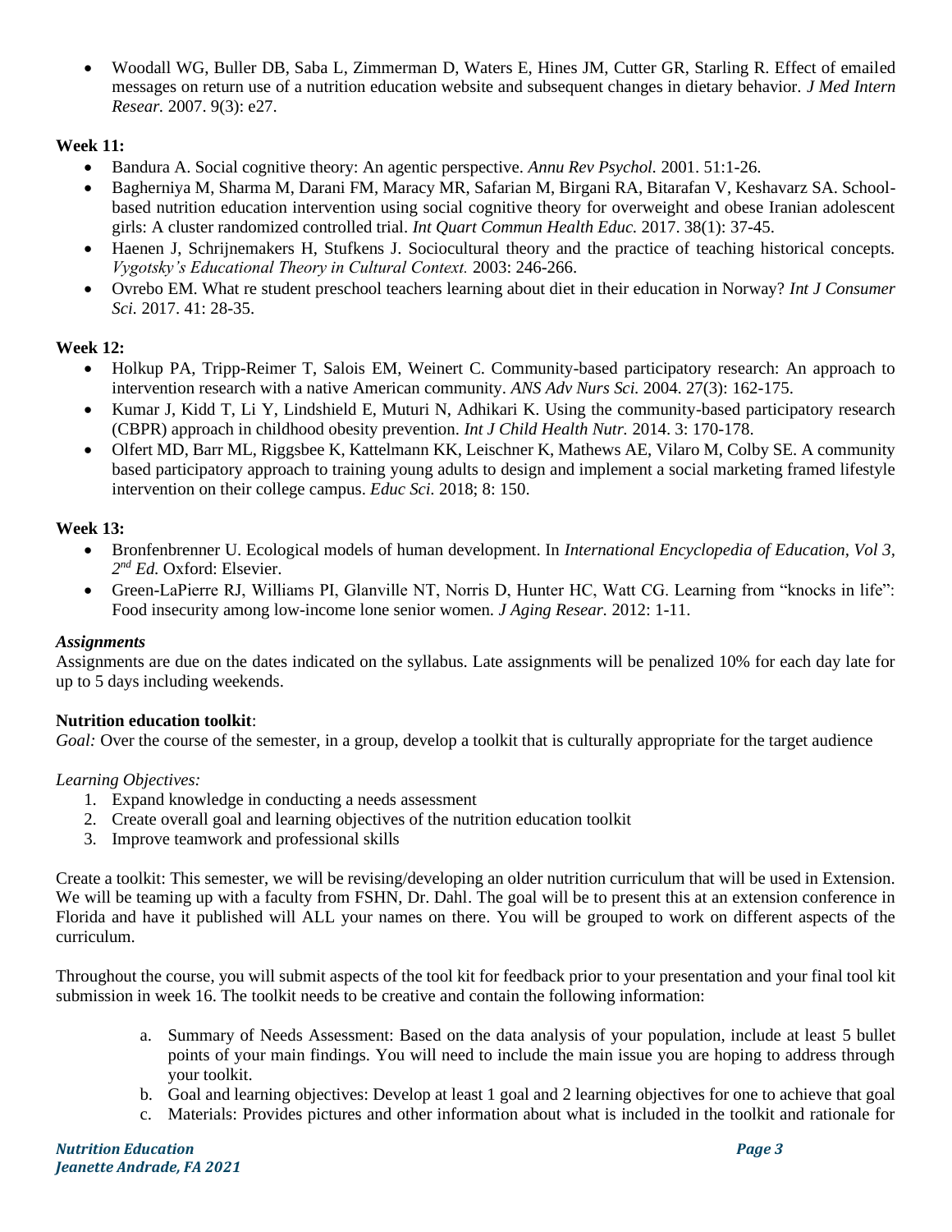- Woodall WG, Buller DB, Saba L, Zimmerman D, Waters E, Hines JM, Cutter GR, Starling R. Effect of emailed messages on return use of a nutrition education website and subsequent changes in dietary behavior. *J Med Intern Resear.* 2007. 9(3): e27.

**Week 11:**

- Bandura A. Social cognitive theory: An agentic perspective. *Annu Rev Psychol.* 2001. 51:1-26.
- Bagherniya M, Sharma M, Darani FM, Maracy MR, Safarian M, Birgani RA, Bitarafan V, Keshavarz SA. School-based nutrition education intervention using social cognitive theory for overweight and obese Iranian adolescent girls: A cluster randomized controlled trial. *Int Quart Commun Health Educ.* 2017. 38(1): 37-45.
- Haenen J, Schrijnemakers H, Stufkens J. Sociocultural theory and the practice of teaching historical concepts. *Vygotsky's Educational Theory in Cultural Context.* 2003: 246-266.
- Ovrebo EM. What re student preschool teachers learning about diet in their education in Norway? *Int J Consumer Sci.* 2017. 41: 28-35.

**Week 12:**

- Holkup PA, Tripp-Reimer T, Salois EM, Weinert C. Community-based participatory research: An approach to intervention research with a native American community. *ANS Adv Nurs Sci.* 2004. 27(3): 162-175.
- Kumar J, Kidd T, Li Y, Lindshield E, Muturi N, Adhikari K. Using the community-based participatory research (CBPR) approach in childhood obesity prevention. *Int J Child Health Nutr.* 2014. 3: 170-178.
- Olfert MD, Barr ML, Riggsbee K, Kattelmann KK, Leischner K, Mathews AE, Vilaro M, Colby SE. A community based participatory approach to training young adults to design and implement a social marketing framed lifestyle intervention on their college campus. *Educ Sci.* 2018; 8: 150.

**Week 13:**

- Bronfenbrenner U. Ecological models of human development. In *International Encyclopedia of Education, Vol 3, 2nd Ed.* Oxford: Elsevier.
- Green-LaPierre RJ, Williams PI, Glanville NT, Norris D, Hunter HC, Watt CG. Learning from "knocks in life": Food insecurity among low-income lone senior women. *J Aging Resear.* 2012: 1-11.

***Assignments***

Assignments are due on the dates indicated on the syllabus. Late assignments will be penalized 10% for each day late for up to 5 days including weekends.

**Nutrition education toolkit**:

*Goal:* Over the course of the semester, in a group, develop a toolkit that is culturally appropriate for the target audience

*Learning Objectives:*

1. Expand knowledge in conducting a needs assessment
2. Create overall goal and learning objectives of the nutrition education toolkit
3. Improve teamwork and professional skills

Create a toolkit: This semester, we will be revising/developing an older nutrition curriculum that will be used in Extension. We will be teaming up with a faculty from FSHN, Dr. Dahl. The goal will be to present this at an extension conference in Florida and have it published will ALL your names on there. You will be grouped to work on different aspects of the curriculum.

Throughout the course, you will submit aspects of the tool kit for feedback prior to your presentation and your final tool kit submission in week 16. The toolkit needs to be creative and contain the following information:

a. Summary of Needs Assessment: Based on the data analysis of your population, include at least 5 bullet points of your main findings. You will need to include the main issue you are hoping to address through your toolkit.
b. Goal and learning objectives: Develop at least 1 goal and 2 learning objectives for one to achieve that goal
c. Materials: Provides pictures and other information about what is included in the toolkit and rationale for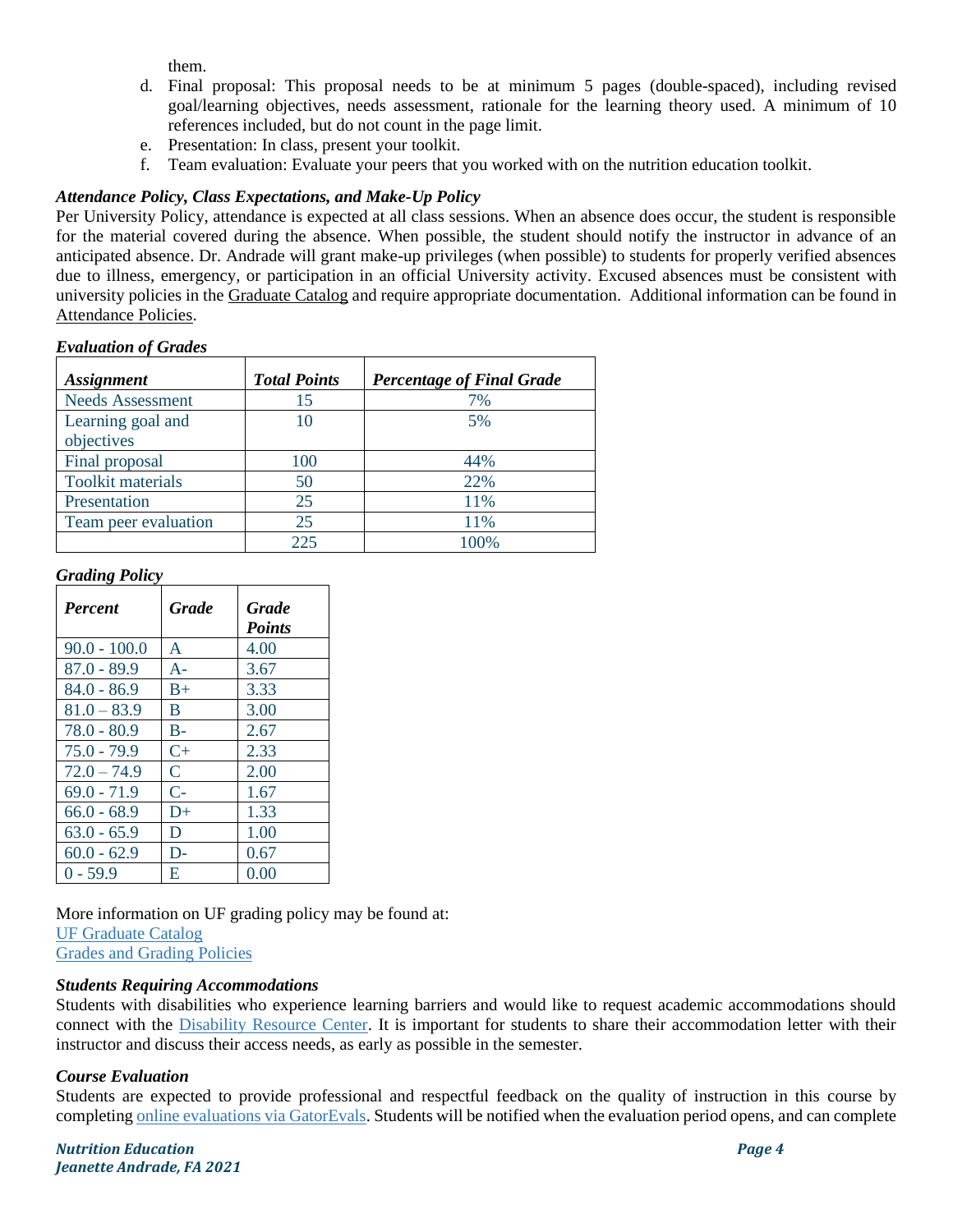them.

d. Final proposal: This proposal needs to be at minimum 5 pages (double-spaced), including revised goal/learning objectives, needs assessment, rationale for the learning theory used. A minimum of 10 references included, but do not count in the page limit.
e. Presentation: In class, present your toolkit.
f. Team evaluation: Evaluate your peers that you worked with on the nutrition education toolkit.

***Attendance Policy, Class Expectations, and Make-Up Policy***

Per University Policy, attendance is expected at all class sessions. When an absence does occur, the student is responsible for the material covered during the absence. When possible, the student should notify the instructor in advance of an anticipated absence. Dr. Andrade will grant make-up privileges (when possible) to students for properly verified absences due to illness, emergency, or participation in an official University activity. Excused absences must be consistent with university policies in the Graduate Catalog and require appropriate documentation. Additional information can be found in Attendance Policies.

***Evaluation of Grades***

| *Assignment* | *Total Points* | *Percentage of Final Grade* |
|---|---|---|
| Needs Assessment | 15 | 7% |
| Learning goal and objectives | 10 | 5% |
| Final proposal | 100 | 44% |
| Toolkit materials | 50 | 22% |
| Presentation | 25 | 11% |
| Team peer evaluation | 25 | 11% |
| | 225 | 100% |

***Grading Policy***

| *Percent* | *Grade* | *Grade Points* |
|---|---|---|
| 90.0 - 100.0 | A | 4.00 |
| 87.0 - 89.9 | A- | 3.67 |
| 84.0 - 86.9 | B+ | 3.33 |
| 81.0 – 83.9 | B | 3.00 |
| 78.0 - 80.9 | B- | 2.67 |
| 75.0 - 79.9 | C+ | 2.33 |
| 72.0 – 74.9 | C | 2.00 |
| 69.0 - 71.9 | C- | 1.67 |
| 66.0 - 68.9 | D+ | 1.33 |
| 63.0 - 65.9 | D | 1.00 |
| 60.0 - 62.9 | D- | 0.67 |
| 0 - 59.9 | E | 0.00 |

More information on UF grading policy may be found at:
UF Graduate Catalog
Grades and Grading Policies

***Students Requiring Accommodations***

Students with disabilities who experience learning barriers and would like to request academic accommodations should connect with the Disability Resource Center. It is important for students to share their accommodation letter with their instructor and discuss their access needs, as early as possible in the semester.

***Course Evaluation***

Students are expected to provide professional and respectful feedback on the quality of instruction in this course by completing online evaluations via GatorEvals. Students will be notified when the evaluation period opens, and can complete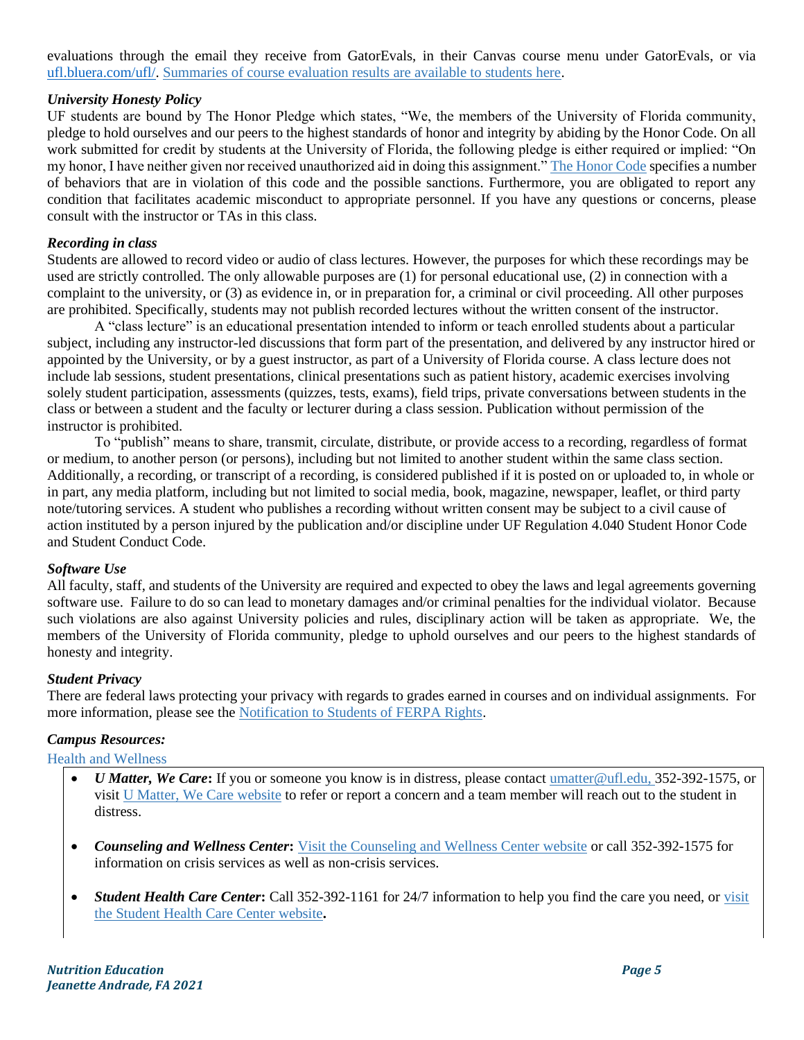evaluations through the email they receive from GatorEvals, in their Canvas course menu under GatorEvals, or via ufl.bluera.com/ufl/. Summaries of course evaluation results are available to students here.

### *University Honesty Policy*

UF students are bound by The Honor Pledge which states, "We, the members of the University of Florida community, pledge to hold ourselves and our peers to the highest standards of honor and integrity by abiding by the Honor Code. On all work submitted for credit by students at the University of Florida, the following pledge is either required or implied: "On my honor, I have neither given nor received unauthorized aid in doing this assignment." The Honor Code specifies a number of behaviors that are in violation of this code and the possible sanctions. Furthermore, you are obligated to report any condition that facilitates academic misconduct to appropriate personnel. If you have any questions or concerns, please consult with the instructor or TAs in this class.

### *Recording in class*

Students are allowed to record video or audio of class lectures. However, the purposes for which these recordings may be used are strictly controlled. The only allowable purposes are (1) for personal educational use, (2) in connection with a complaint to the university, or (3) as evidence in, or in preparation for, a criminal or civil proceeding. All other purposes are prohibited. Specifically, students may not publish recorded lectures without the written consent of the instructor.

A "class lecture" is an educational presentation intended to inform or teach enrolled students about a particular subject, including any instructor-led discussions that form part of the presentation, and delivered by any instructor hired or appointed by the University, or by a guest instructor, as part of a University of Florida course. A class lecture does not include lab sessions, student presentations, clinical presentations such as patient history, academic exercises involving solely student participation, assessments (quizzes, tests, exams), field trips, private conversations between students in the class or between a student and the faculty or lecturer during a class session. Publication without permission of the instructor is prohibited.

To "publish" means to share, transmit, circulate, distribute, or provide access to a recording, regardless of format or medium, to another person (or persons), including but not limited to another student within the same class section. Additionally, a recording, or transcript of a recording, is considered published if it is posted on or uploaded to, in whole or in part, any media platform, including but not limited to social media, book, magazine, newspaper, leaflet, or third party note/tutoring services. A student who publishes a recording without written consent may be subject to a civil cause of action instituted by a person injured by the publication and/or discipline under UF Regulation 4.040 Student Honor Code and Student Conduct Code.

### *Software Use*

All faculty, staff, and students of the University are required and expected to obey the laws and legal agreements governing software use. Failure to do so can lead to monetary damages and/or criminal penalties for the individual violator. Because such violations are also against University policies and rules, disciplinary action will be taken as appropriate. We, the members of the University of Florida community, pledge to uphold ourselves and our peers to the highest standards of honesty and integrity.

### *Student Privacy*

There are federal laws protecting your privacy with regards to grades earned in courses and on individual assignments. For more information, please see the Notification to Students of FERPA Rights.

### *Campus Resources:*

Health and Wellness

- ***U Matter, We Care*:** If you or someone you know is in distress, please contact umatter@ufl.edu, 352-392-1575, or visit U Matter, We Care website to refer or report a concern and a team member will reach out to the student in distress.
- ***Counseling and Wellness Center*:** Visit the Counseling and Wellness Center website or call 352-392-1575 for information on crisis services as well as non-crisis services.
- ***Student Health Care Center*:** Call 352-392-1161 for 24/7 information to help you find the care you need, or visit the Student Health Care Center website**.**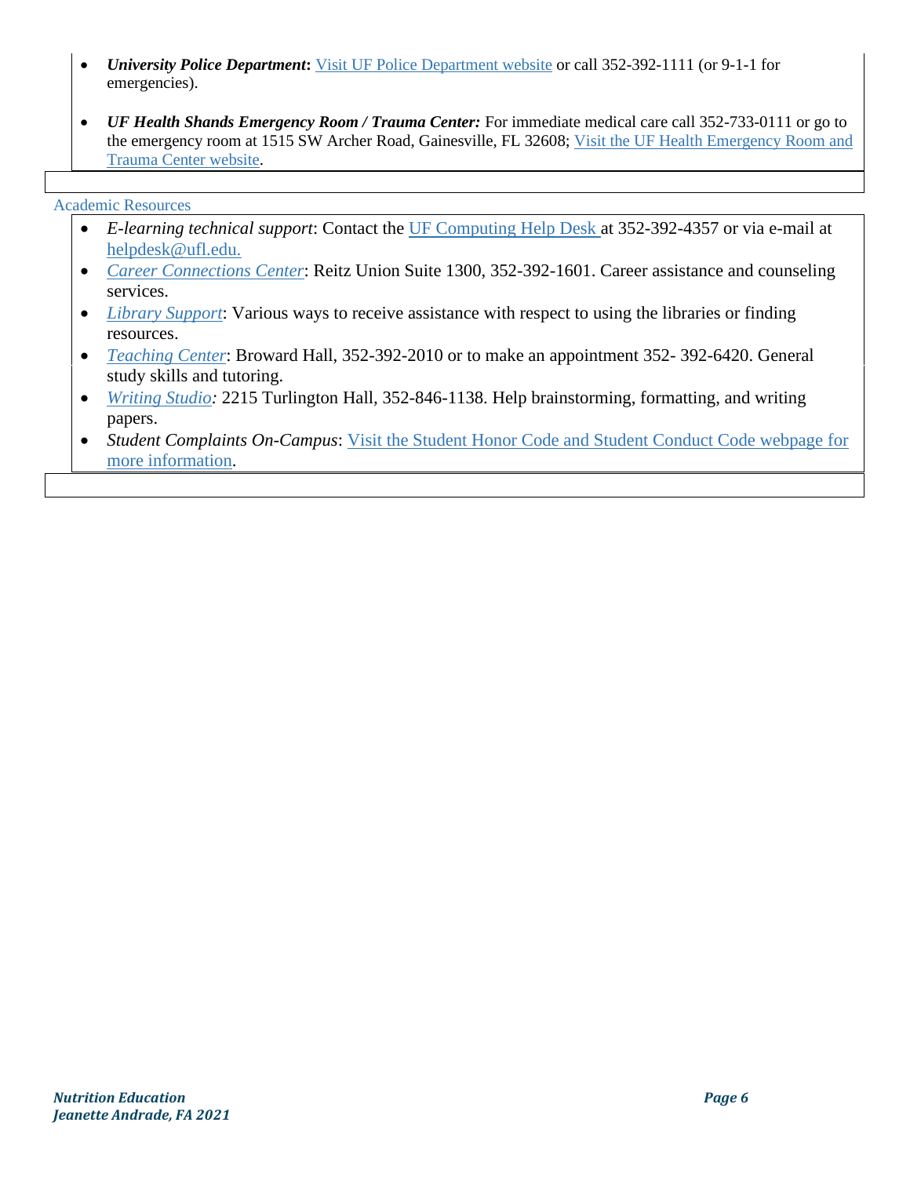- ***University Police Department*:** Visit UF Police Department website or call 352-392-1111 (or 9-1-1 for emergencies).

- ***UF Health Shands Emergency Room / Trauma Center:*** For immediate medical care call 352-733-0111 or go to the emergency room at 1515 SW Archer Road, Gainesville, FL 32608; Visit the UF Health Emergency Room and Trauma Center website.

## Academic Resources

- *E-learning technical support*: Contact the UF Computing Help Desk at 352-392-4357 or via e-mail at helpdesk@ufl.edu.
- *Career Connections Center*: Reitz Union Suite 1300, 352-392-1601. Career assistance and counseling services.
- *Library Support*: Various ways to receive assistance with respect to using the libraries or finding resources.
- *Teaching Center*: Broward Hall, 352-392-2010 or to make an appointment 352- 392-6420. General study skills and tutoring.
- *Writing Studio:* 2215 Turlington Hall, 352-846-1138. Help brainstorming, formatting, and writing papers.
- *Student Complaints On-Campus*: Visit the Student Honor Code and Student Conduct Code webpage for more information.